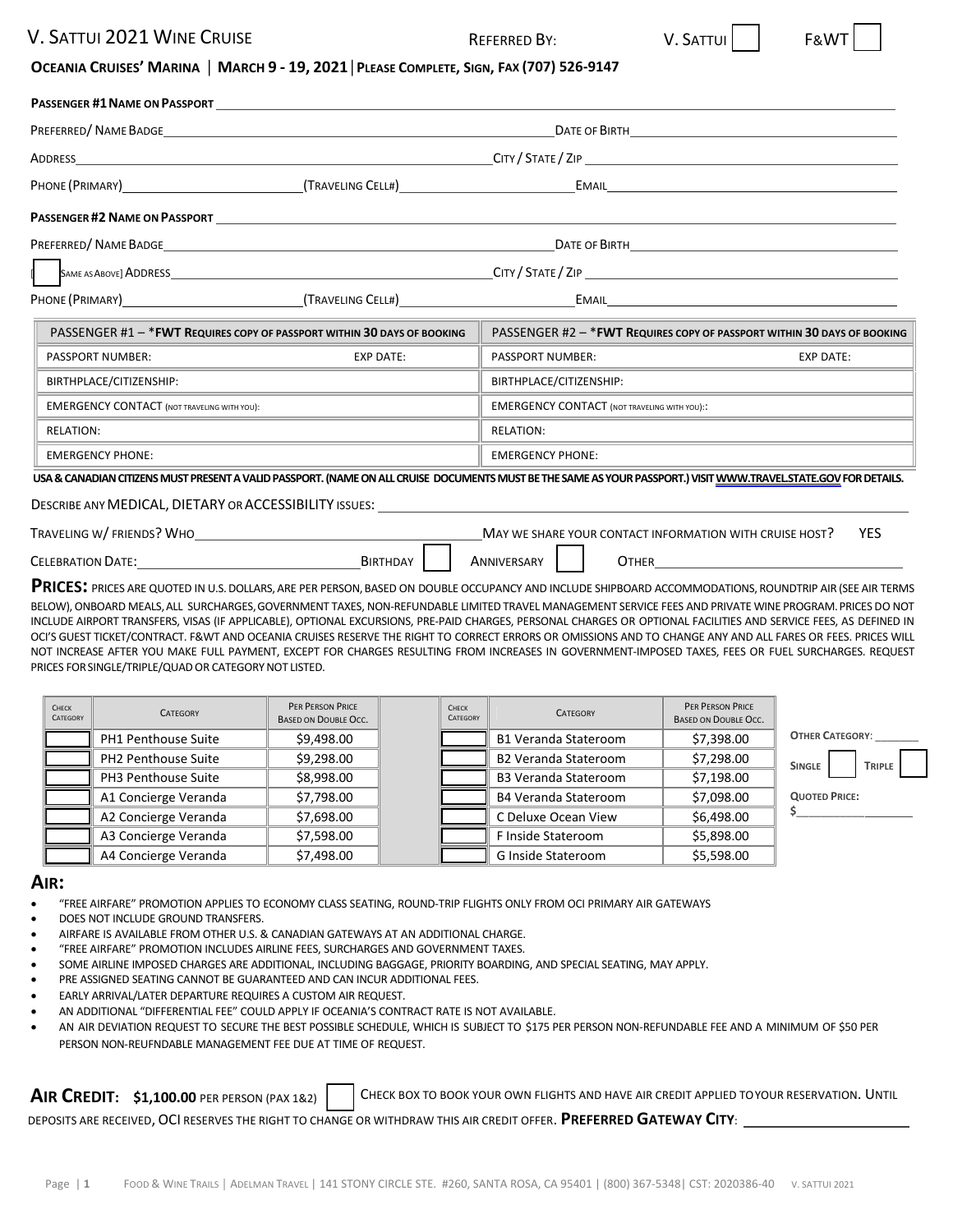# V. SATTUI 2021 WINE CRUISE

REFERRED BY: V. SATTUI ☐ F&WT ☐

**OCEANIA CRUISES' MARINA | MARCH 9 - 19, 2021 | PLEASE COMPLETE, SIGN, FAX (707) 526-9147**

**PASSENGER #1 NAME ON PASSPORT** ____________________

PREFERRED/ NAME BADGE ____________________ DATE OF BIRTH ____________________

ADDRESS ____________________ CITY / STATE / ZIP ____________________

PHONE (PRIMARY) ____________ (TRAVELING CELL#) ____________ EMAIL ____________________

**PASSENGER #2 NAME ON PASSPORT** ____________________

PREFERRED/ NAME BADGE ____________________ DATE OF BIRTH ____________________

[ ] SAME AS ABOVE] ADDRESS ____________________ CITY / STATE / ZIP ____________________

PHONE (PRIMARY) ____________ (TRAVELING CELL#) ____________ EMAIL ____________________

| PASSENGER #1 – *FWT REQUIRES COPY OF PASSPORT WITHIN 30 DAYS OF BOOKING | | PASSENGER #2 – *FWT REQUIRES COPY OF PASSPORT WITHIN 30 DAYS OF BOOKING | |
|---|---|---|---|
| PASSPORT NUMBER: | EXP DATE: | PASSPORT NUMBER: | EXP DATE: |
| BIRTHPLACE/CITIZENSHIP: | | BIRTHPLACE/CITIZENSHIP: | |
| EMERGENCY CONTACT (NOT TRAVELING WITH YOU): | | EMERGENCY CONTACT (NOT TRAVELING WITH YOU):: | |
| RELATION: | | RELATION: | |
| EMERGENCY PHONE: | | EMERGENCY PHONE: | |

**USA & CANADIAN CITIZENS MUST PRESENT A VALID PASSPORT. (NAME ON ALL CRUISE DOCUMENTS MUST BE THE SAME AS YOUR PASSPORT.) VISIT WWW.TRAVEL.STATE.GOV FOR DETAILS.**

DESCRIBE ANY MEDICAL, DIETARY OR ACCESSIBILITY ISSUES: ____________________

TRAVELING W/ FRIENDS? WHO ____________________ MAY WE SHARE YOUR CONTACT INFORMATION WITH CRUISE HOST? YES

CELEBRATION DATE: ____________ BIRTHDAY ☐ ANNIVERSARY ☐ OTHER ____________

**PRICES:** PRICES ARE QUOTED IN U.S. DOLLARS, ARE PER PERSON, BASED ON DOUBLE OCCUPANCY AND INCLUDE SHIPBOARD ACCOMMODATIONS, ROUNDTRIP AIR (SEE AIR TERMS BELOW), ONBOARD MEALS, ALL SURCHARGES, GOVERNMENT TAXES, NON-REFUNDABLE LIMITED TRAVEL MANAGEMENT SERVICE FEES AND PRIVATE WINE PROGRAM. PRICES DO NOT INCLUDE AIRPORT TRANSFERS, VISAS (IF APPLICABLE), OPTIONAL EXCURSIONS, PRE-PAID CHARGES, PERSONAL CHARGES OR OPTIONAL FACILITIES AND SERVICE FEES, AS DEFINED IN OCI'S GUEST TICKET/CONTRACT. F&WT AND OCEANIA CRUISES RESERVE THE RIGHT TO CORRECT ERRORS OR OMISSIONS AND TO CHANGE ANY AND ALL FARES OR FEES. PRICES WILL NOT INCREASE AFTER YOU MAKE FULL PAYMENT, EXCEPT FOR CHARGES RESULTING FROM INCREASES IN GOVERNMENT-IMPOSED TAXES, FEES OR FUEL SURCHARGES. REQUEST PRICES FOR SINGLE/TRIPLE/QUAD OR CATEGORY NOT LISTED.

| CHECK CATEGORY | CATEGORY | PER PERSON PRICE BASED ON DOUBLE OCC. | CHECK CATEGORY | CATEGORY | PER PERSON PRICE BASED ON DOUBLE OCC. |
|---|---|---|---|---|---|
| ☐ | PH1 Penthouse Suite | $9,498.00 | ☐ | B1 Veranda Stateroom | $7,398.00 |
| ☐ | PH2 Penthouse Suite | $9,298.00 | ☐ | B2 Veranda Stateroom | $7,298.00 |
| ☐ | PH3 Penthouse Suite | $8,998.00 | ☐ | B3 Veranda Stateroom | $7,198.00 |
| ☐ | A1 Concierge Veranda | $7,798.00 | ☐ | B4 Veranda Stateroom | $7,098.00 |
| ☐ | A2 Concierge Veranda | $7,698.00 | ☐ | C Deluxe Ocean View | $6,498.00 |
| ☐ | A3 Concierge Veranda | $7,598.00 | ☐ | F Inside Stateroom | $5,898.00 |
| ☐ | A4 Concierge Veranda | $7,498.00 | ☐ | G Inside Stateroom | $5,598.00 |

**OTHER CATEGORY**: ________

**SINGLE** ☐ **TRIPLE** ☐

**QUOTED PRICE:** $____________

## AIR:

- "FREE AIRFARE" PROMOTION APPLIES TO ECONOMY CLASS SEATING, ROUND-TRIP FLIGHTS ONLY FROM OCI PRIMARY AIR GATEWAYS
- DOES NOT INCLUDE GROUND TRANSFERS.
- AIRFARE IS AVAILABLE FROM OTHER U.S. & CANADIAN GATEWAYS AT AN ADDITIONAL CHARGE.
- "FREE AIRFARE" PROMOTION INCLUDES AIRLINE FEES, SURCHARGES AND GOVERNMENT TAXES.
- SOME AIRLINE IMPOSED CHARGES ARE ADDITIONAL, INCLUDING BAGGAGE, PRIORITY BOARDING, AND SPECIAL SEATING, MAY APPLY.
- PRE ASSIGNED SEATING CANNOT BE GUARANTEED AND CAN INCUR ADDITIONAL FEES.
- EARLY ARRIVAL/LATER DEPARTURE REQUIRES A CUSTOM AIR REQUEST.
- AN ADDITIONAL "DIFFERENTIAL FEE" COULD APPLY IF OCEANIA'S CONTRACT RATE IS NOT AVAILABLE.
- AN AIR DEVIATION REQUEST TO SECURE THE BEST POSSIBLE SCHEDULE, WHICH IS SUBJECT TO $175 PER PERSON NON-REFUNDABLE FEE AND A MINIMUM OF $50 PER PERSON NON-REUFNDABLE MANAGEMENT FEE DUE AT TIME OF REQUEST.

**AIR CREDIT: $1,100.00** PER PERSON (PAX 1&2) ☐ CHECK BOX TO BOOK YOUR OWN FLIGHTS AND HAVE AIR CREDIT APPLIED TO YOUR RESERVATION. UNTIL DEPOSITS ARE RECEIVED, OCI RESERVES THE RIGHT TO CHANGE OR WITHDRAW THIS AIR CREDIT OFFER. **PREFERRED GATEWAY CITY**: ____________________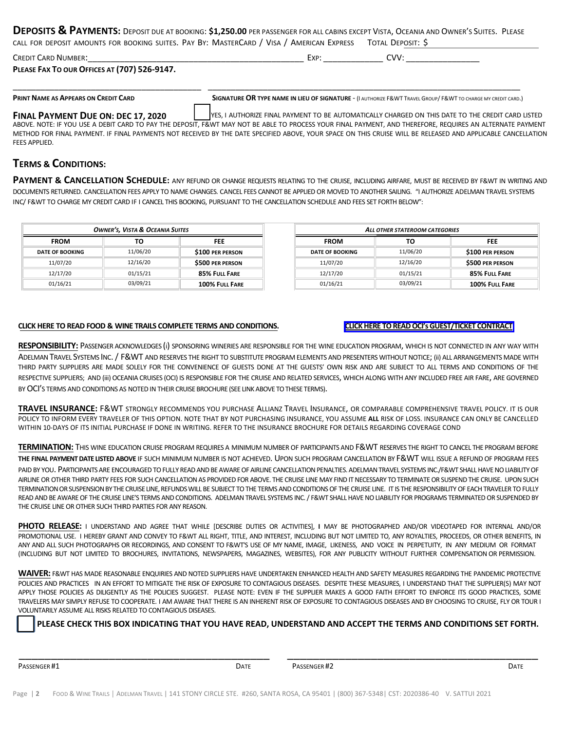**DEPOSITS & PAYMENTS:** DEPOSIT DUE AT BOOKING: **$1,250.00** PER PASSENGER FOR ALL CABINS EXCEPT VISTA, OCEANIA AND OWNER'S SUITES. PLEASE CALL FOR DEPOSIT AMOUNTS FOR BOOKING SUITES. PAY BY: MASTERCARD / VISA / AMERICAN EXPRESS TOTAL DEPOSIT: $ ______________________

CREDIT CARD NUMBER: ______________________________________________ EXP: ____________ CVV: _______________

**PLEASE FAX TO OUR OFFICES AT (707) 526-9147.**

______________________________________ ______________________________________________________________

**PRINT NAME AS APPEARS ON CREDIT CARD** **SIGNATURE OR TYPE NAME IN LIEU OF SIGNATURE** - (I AUTHORIZE F&WT TRAVEL GROUP/ F&WT TO CHARGE MY CREDIT CARD.)

**FINAL PAYMENT DUE ON: DEC 17, 2020** ☐ YES, I AUTHORIZE FINAL PAYMENT TO BE AUTOMATICALLY CHARGED ON THIS DATE TO THE CREDIT CARD LISTED ABOVE. NOTE: IF YOU USE A DEBIT CARD TO PAY THE DEPOSIT, F&WT MAY NOT BE ABLE TO PROCESS YOUR FINAL PAYMENT, AND THEREFORE, REQUIRES AN ALTERNATE PAYMENT METHOD FOR FINAL PAYMENT. IF FINAL PAYMENTS NOT RECEIVED BY THE DATE SPECIFIED ABOVE, YOUR SPACE ON THIS CRUISE WILL BE RELEASED AND APPLICABLE CANCELLATION FEES APPLIED.

## TERMS & CONDITIONS:

**PAYMENT & CANCELLATION SCHEDULE:** ANY REFUND OR CHANGE REQUESTS RELATING TO THE CRUISE, INCLUDING AIRFARE, MUST BE RECEIVED BY F&WT IN WRITING AND DOCUMENTS RETURNED. CANCELLATION FEES APPLY TO NAME CHANGES. CANCEL FEES CANNOT BE APPLIED OR MOVED TO ANOTHER SAILING. "I AUTHORIZE ADELMAN TRAVEL SYSTEMS INC/ F&WT TO CHARGE MY CREDIT CARD IF I CANCEL THIS BOOKING, PURSUANT TO THE CANCELLATION SCHEDULE AND FEES SET FORTH BELOW":

| *OWNER'S, VISTA & OCEANIA SUITES* | | |
|---|---|---|
| **FROM** | **TO** | **FEE** |
| **DATE OF BOOKING** | 11/06/20 | **$100 PER PERSON** |
| 11/07/20 | 12/16/20 | **$500 PER PERSON** |
| 12/17/20 | 01/15/21 | **85% FULL FARE** |
| 01/16/21 | 03/09/21 | **100% FULL FARE** |

| *ALL OTHER STATEROOM CATEGORIES* | | |
|---|---|---|
| **FROM** | **TO** | **FEE** |
| **DATE OF BOOKING** | 11/06/20 | **$100 PER PERSON** |
| 11/07/20 | 12/16/20 | **$500 PER PERSON** |
| 12/17/20 | 01/15/21 | **85% FULL FARE** |
| 01/16/21 | 03/09/21 | **100% FULL FARE** |

**CLICK HERE TO READ FOOD & WINE TRAILS COMPLETE TERMS AND CONDITIONS.**

**CLICK HERE TO READ OCI's GUEST/TICKET CONTRACT**

**RESPONSIBILITY:** PASSENGER ACKNOWLEDGES (i) SPONSORING WINERIES ARE RESPONSIBLE FOR THE WINE EDUCATION PROGRAM, WHICH IS NOT CONNECTED IN ANY WAY WITH ADELMAN TRAVEL SYSTEMS INC. / F&WT AND RESERVES THE RIGHT TO SUBSTITUTE PROGRAM ELEMENTS AND PRESENTERS WITHOUT NOTICE; (ii) ALL ARRANGEMENTS MADE WITH THIRD PARTY SUPPLIERS ARE MADE SOLELY FOR THE CONVENIENCE OF GUESTS DONE AT THE GUESTS' OWN RISK AND ARE SUBJECT TO ALL TERMS AND CONDITIONS OF THE RESPECTIVE SUPPLIERS; AND (iii) OCEANIA CRUISES (OCI) IS RESPONSIBLE FOR THE CRUISE AND RELATED SERVICES, WHICH ALONG WITH ANY INCLUDED FREE AIR FARE, ARE GOVERNED BY OCI'S TERMS AND CONDITIONS AS NOTED IN THEIR CRUISE BROCHURE (SEE LINK ABOVE TO THESE TERMS).

**TRAVEL INSURANCE:** F&WT STRONGLY RECOMMENDS YOU PURCHASE ALLIANZ TRAVEL INSURANCE, OR COMPARABLE COMPREHENSIVE TRAVEL POLICY. IT IS OUR POLICY TO INFORM EVERY TRAVELER OF THIS OPTION. NOTE THAT BY NOT PURCHASING INSURANCE, YOU ASSUME **ALL** RISK OF LOSS. INSURANCE CAN ONLY BE CANCELLED WITHIN 10-DAYS OF ITS INITIAL PURCHASE IF DONE IN WRITING. REFER TO THE INSURANCE BROCHURE FOR DETAILS REGARDING COVERAGE COND

**TERMINATION:** THIS WINE EDUCATION CRUISE PROGRAM REQUIRES A MINIMUM NUMBER OF PARTICIPANTS AND F&WT RESERVES THE RIGHT TO CANCEL THE PROGRAM BEFORE **THE FINAL PAYMENT DATE LISTED ABOVE** IF SUCH MINIMUM NUMBER IS NOT ACHIEVED. UPON SUCH PROGRAM CANCELLATION BY F&WT WILL ISSUE A REFUND OF PROGRAM FEES PAID BY YOU. PARTICIPANTS ARE ENCOURAGED TO FULLY READ AND BE AWARE OF AIRLINE CANCELLATION PENALTIES. ADELMAN TRAVEL SYSTEMS INC./F&WT SHALL HAVE NO LIABILITY OF AIRLINE OR OTHER THIRD PARTY FEES FOR SUCH CANCELLATION AS PROVIDED FOR ABOVE. THE CRUISE LINE MAY FIND IT NECESSARY TO TERMINATE OR SUSPEND THE CRUISE. UPON SUCH TERMINATION OR SUSPENSION BY THE CRUISE LINE, REFUNDS WILL BE SUBJECT TO THE TERMS AND CONDITIONS OF THE CRUISE LINE. IT IS THE RESPONSIBILITY OF EACH TRAVELER TO FULLY READ AND BE AWARE OF THE CRUISE LINE'S TERMS AND CONDITIONS. ADELMAN TRAVEL SYSTEMS INC. / F&WT SHALL HAVE NO LIABILITY FOR PROGRAMS TERMINATED OR SUSPENDED BY THE CRUISE LINE OR OTHER SUCH THIRD PARTIES FOR ANY REASON.

**PHOTO RELEASE:** I UNDERSTAND AND AGREE THAT WHILE [DESCRIBE DUTIES OR ACTIVITIES], **I** MAY BE PHOTOGRAPHED AND/OR VIDEOTAPED FOR INTERNAL AND/OR PROMOTIONAL USE. I HEREBY GRANT AND CONVEY TO F&WT ALL RIGHT, TITLE, AND INTEREST, INCLUDING BUT NOT LIMITED TO, ANY ROYALTIES, PROCEEDS, OR OTHER BENEFITS, IN ANY AND ALL SUCH PHOTOGRAPHS OR RECORDINGS, AND CONSENT TO F&WT'S USE OF MY NAME, IMAGE, LIKENESS, AND VOICE IN PERPETUITY, IN ANY MEDIUM OR FORMAT (INCLUDING BUT NOT LIMITED TO BROCHURES, INVITATIONS, NEWSPAPERS, MAGAZINES, WEBSITES), FOR ANY PUBLICITY WITHOUT FURTHER COMPENSATION OR PERMISSION.

**WAIVER:** F&WT HAS MADE REASONABLE ENQUIRIES AND NOTED SUPPLIERS HAVE UNDERTAKEN ENHANCED HEALTH AND SAFETY MEASURES REGARDING THE PANDEMIC PROTECTIVE POLICIES AND PRACTICES IN AN EFFORT TO MITIGATE THE RISK OF EXPOSURE TO CONTAGIOUS DISEASES. DESPITE THESE MEASURES, I UNDERSTAND THAT THE SUPPLIER(S) MAY NOT APPLY THOSE POLICIES AS DILIGENTLY AS THE POLICIES SUGGEST. PLEASE NOTE: EVEN IF THE SUPPLIER MAKES A GOOD FAITH EFFORT TO ENFORCE ITS GOOD PRACTICES, SOME TRAVELERS MAY SIMPLY REFUSE TO COOPERATE. I AM AWARE THAT THERE IS AN INHERENT RISK OF EXPOSURE TO CONTAGIOUS DISEASES AND BY CHOOSING TO CRUISE, FLY OR TOUR I VOLUNTARILY ASSUME ALL RISKS RELATED TO CONTAGIOUS DISEASES.

☐ **PLEASE CHECK THIS BOX INDICATING THAT YOU HAVE READ, UNDERSTAND AND ACCEPT THE TERMS AND CONDITIONS SET FORTH.**

______________________________________________ ______________________________________________

PASSENGER #1 DATE PASSENGER #2 DATE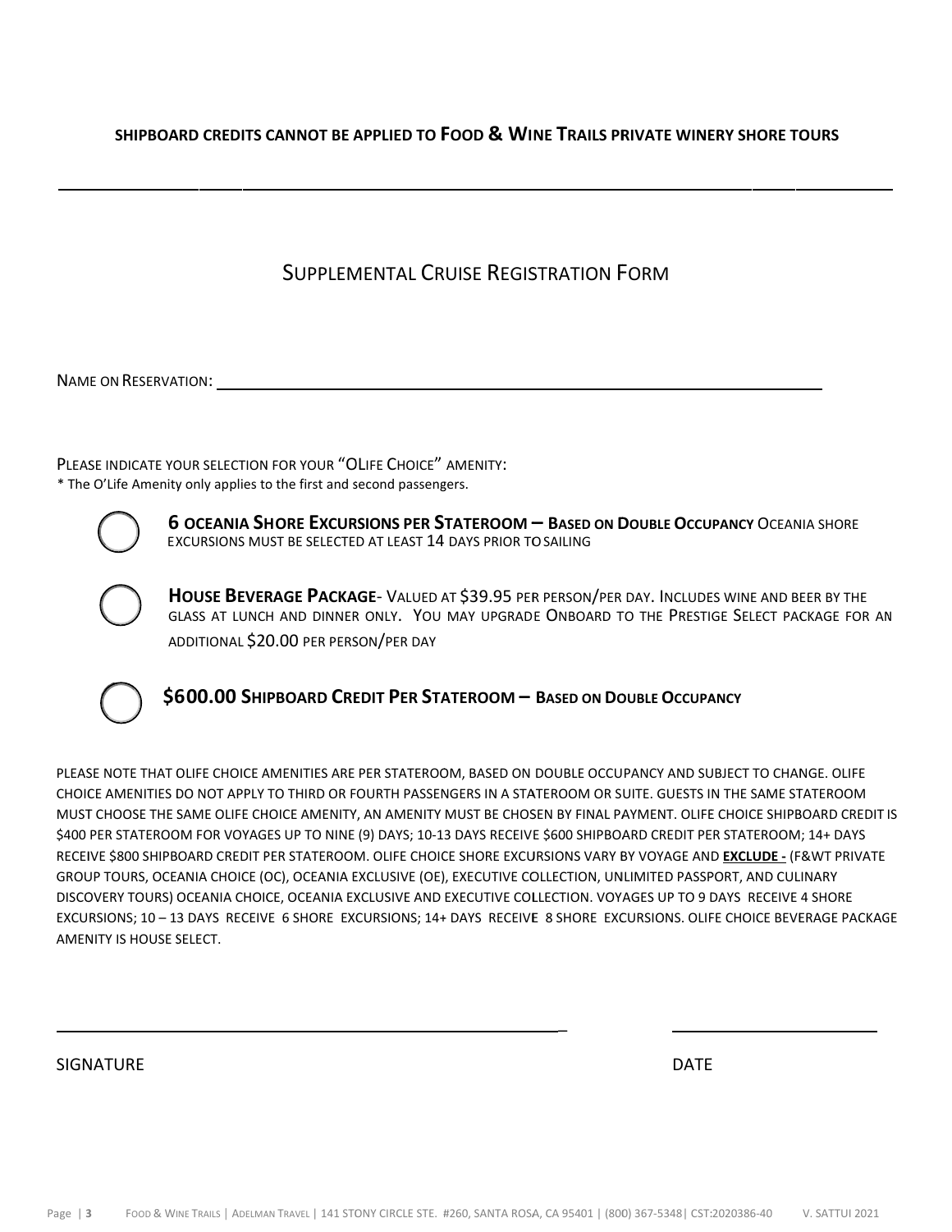**SHIPBOARD CREDITS CANNOT BE APPLIED TO FOOD & WINE TRAILS PRIVATE WINERY SHORE TOURS**

---

## SUPPLEMENTAL CRUISE REGISTRATION FORM

NAME ON RESERVATION: ____________________________________________

PLEASE INDICATE YOUR SELECTION FOR YOUR "OLIFE CHOICE" AMENITY:
* The O'Life Amenity only applies to the first and second passengers.

◯ **6 OCEANIA SHORE EXCURSIONS PER STATEROOM – BASED ON DOUBLE OCCUPANCY** OCEANIA SHORE EXCURSIONS MUST BE SELECTED AT LEAST 14 DAYS PRIOR TO SAILING

◯ **HOUSE BEVERAGE PACKAGE**- VALUED AT $39.95 PER PERSON/PER DAY. INCLUDES WINE AND BEER BY THE GLASS AT LUNCH AND DINNER ONLY. YOU MAY UPGRADE ONBOARD TO THE PRESTIGE SELECT PACKAGE FOR AN ADDITIONAL $20.00 PER PERSON/PER DAY

◯ **$600.00 SHIPBOARD CREDIT PER STATEROOM – BASED ON DOUBLE OCCUPANCY**

PLEASE NOTE THAT OLIFE CHOICE AMENITIES ARE PER STATEROOM, BASED ON DOUBLE OCCUPANCY AND SUBJECT TO CHANGE. OLIFE CHOICE AMENITIES DO NOT APPLY TO THIRD OR FOURTH PASSENGERS IN A STATEROOM OR SUITE. GUESTS IN THE SAME STATEROOM MUST CHOOSE THE SAME OLIFE CHOICE AMENITY, AN AMENITY MUST BE CHOSEN BY FINAL PAYMENT. OLIFE CHOICE SHIPBOARD CREDIT IS $400 PER STATEROOM FOR VOYAGES UP TO NINE (9) DAYS; 10-13 DAYS RECEIVE $600 SHIPBOARD CREDIT PER STATEROOM; 14+ DAYS RECEIVE $800 SHIPBOARD CREDIT PER STATEROOM. OLIFE CHOICE SHORE EXCURSIONS VARY BY VOYAGE AND **EXCLUDE -** (F&WT PRIVATE GROUP TOURS, OCEANIA CHOICE (OC), OCEANIA EXCLUSIVE (OE), EXECUTIVE COLLECTION, UNLIMITED PASSPORT, AND CULINARY DISCOVERY TOURS) OCEANIA CHOICE, OCEANIA EXCLUSIVE AND EXECUTIVE COLLECTION. VOYAGES UP TO 9 DAYS RECEIVE 4 SHORE EXCURSIONS; 10 – 13 DAYS RECEIVE 6 SHORE EXCURSIONS; 14+ DAYS RECEIVE 8 SHORE EXCURSIONS. OLIFE CHOICE BEVERAGE PACKAGE AMENITY IS HOUSE SELECT.

____________________________________________ &nbsp;&nbsp;&nbsp;&nbsp; ____________________

SIGNATURE &nbsp;&nbsp;&nbsp;&nbsp;&nbsp;&nbsp;&nbsp;&nbsp;&nbsp;&nbsp;&nbsp;&nbsp;&nbsp;&nbsp;&nbsp;&nbsp;&nbsp;&nbsp;&nbsp;&nbsp;&nbsp;&nbsp;&nbsp;&nbsp;&nbsp;&nbsp;&nbsp;&nbsp;&nbsp;&nbsp;&nbsp;&nbsp;&nbsp;&nbsp;&nbsp;&nbsp;&nbsp;&nbsp;&nbsp;&nbsp; DATE